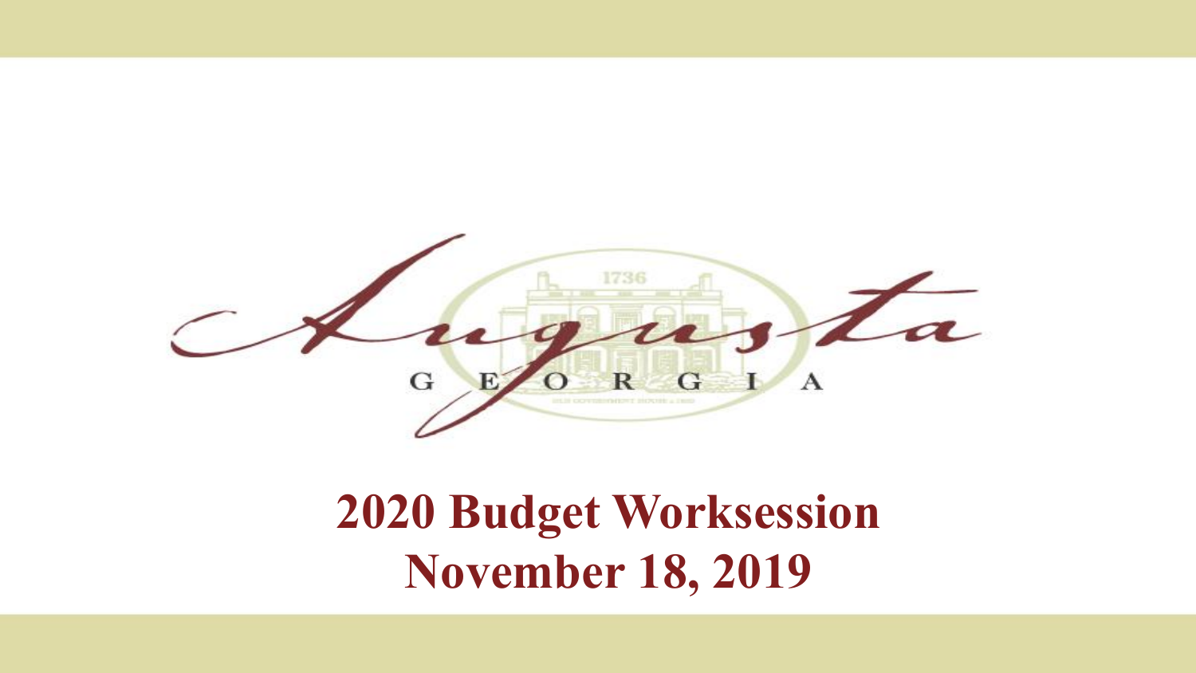Augusta

GEORGIA

# 2020 Budget Worksession
# November 18, 2019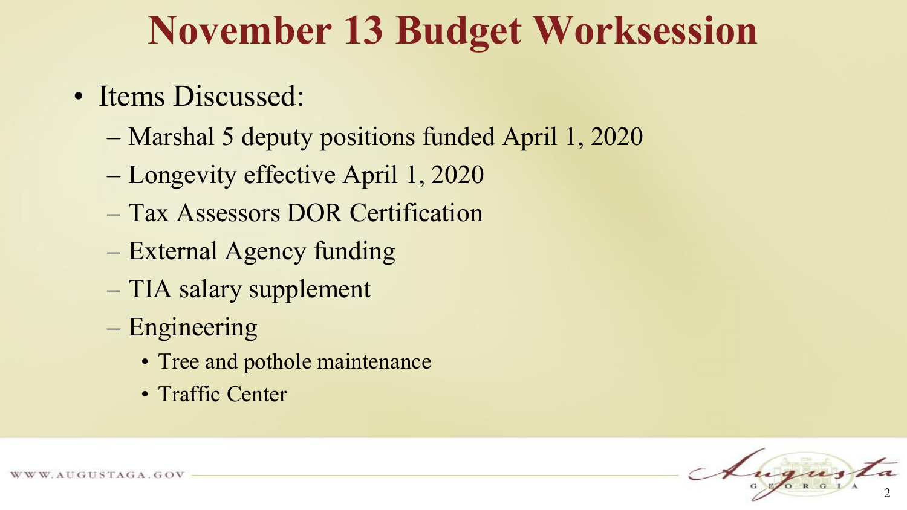# November 13 Budget Worksession

- Items Discussed:
  - Marshal 5 deputy positions funded April 1, 2020
  - Longevity effective April 1, 2020
  - Tax Assessors DOR Certification
  - External Agency funding
  - TIA salary supplement
  - Engineering
    - Tree and pothole maintenance
    - Traffic Center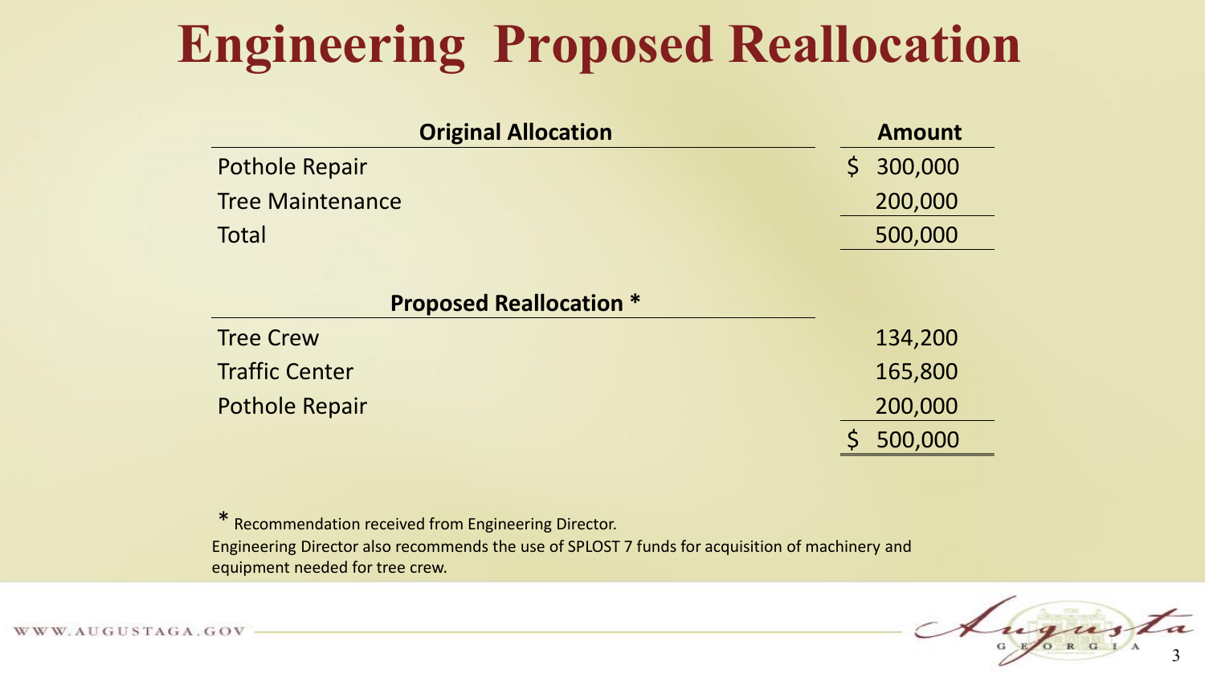# Engineering Proposed Reallocation

| Original Allocation | Amount |
| --- | --- |
| Pothole Repair | $ 300,000 |
| Tree Maintenance | 200,000 |
| Total | 500,000 |
| **Proposed Reallocation *** | |
| Tree Crew | 134,200 |
| Traffic Center | 165,800 |
| Pothole Repair | 200,000 |
| | $ 500,000 |

* Recommendation received from Engineering Director.

Engineering Director also recommends the use of SPLOST 7 funds for acquisition of machinery and equipment needed for tree crew.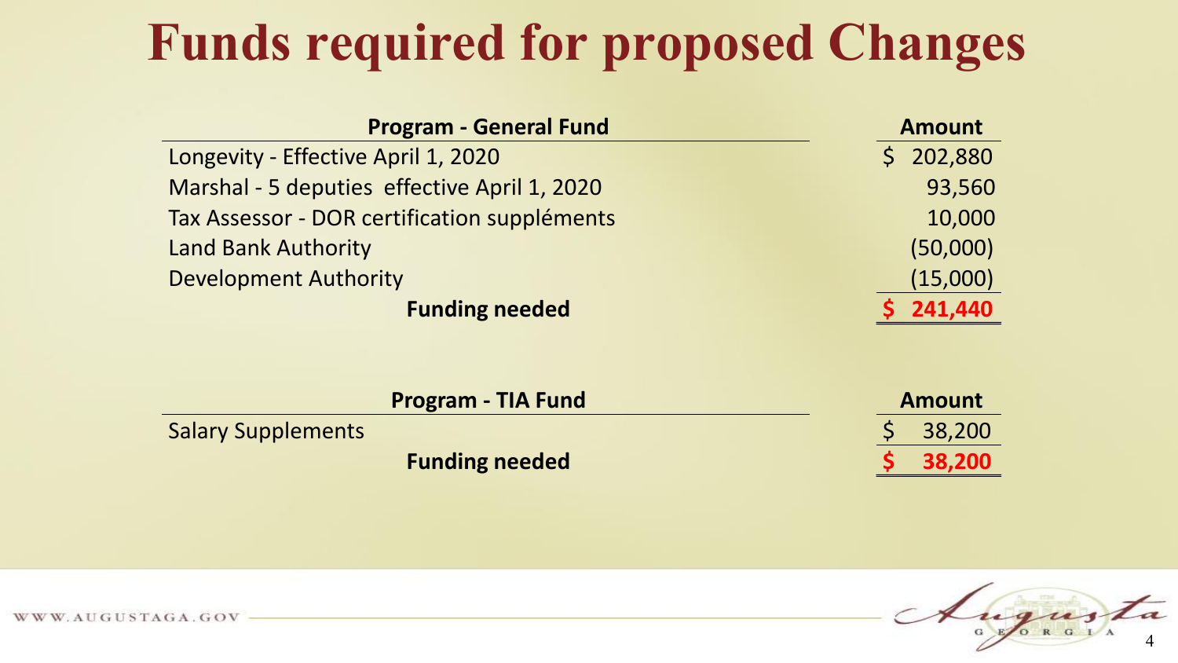# Funds required for proposed Changes

| Program - General Fund | Amount |
|---|---|
| Longevity - Effective April 1, 2020 | $ 202,880 |
| Marshal - 5 deputies effective April 1, 2020 | 93,560 |
| Tax Assessor - DOR certification suppléments | 10,000 |
| Land Bank Authority | (50,000) |
| Development Authority | (15,000) |
| **Funding needed** | **$ 241,440** |

| Program - TIA Fund | Amount |
|---|---|
| Salary Supplements | $ 38,200 |
| **Funding needed** | **$ 38,200** |

WWW.AUGUSTAGA.GOV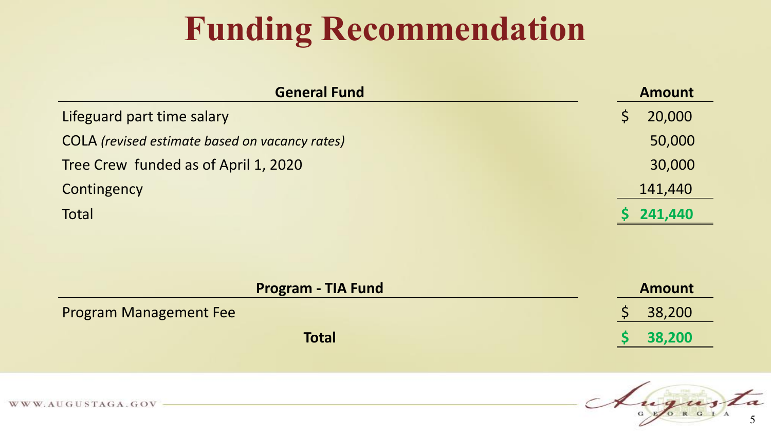# Funding Recommendation

| General Fund | Amount |
|---|---|
| Lifeguard part time salary | $ 20,000 |
| COLA *(revised estimate based on vacancy rates)* | 50,000 |
| Tree Crew funded as of April 1, 2020 | 30,000 |
| Contingency | 141,440 |
| Total | **$ 241,440** |

| Program - TIA Fund | Amount |
|---|---|
| Program Management Fee | $ 38,200 |
| **Total** | **$ 38,200** |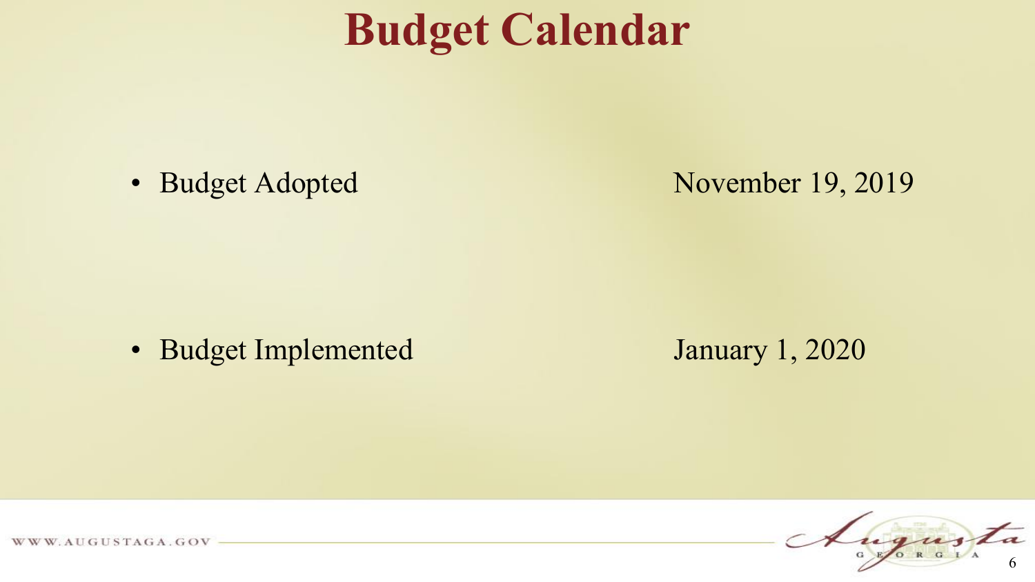# Budget Calendar

| | |
|---|---|
| • Budget Adopted | November 19, 2019 |
| • Budget Implemented | January 1, 2020 |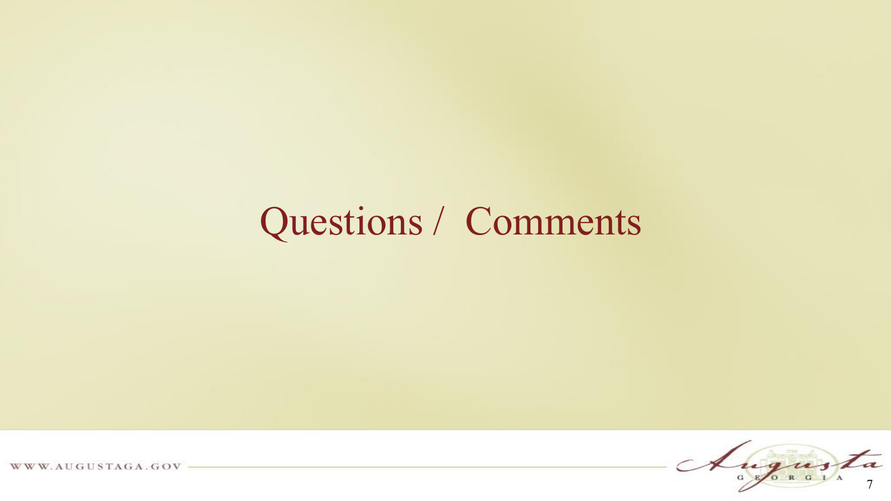# Questions / Comments